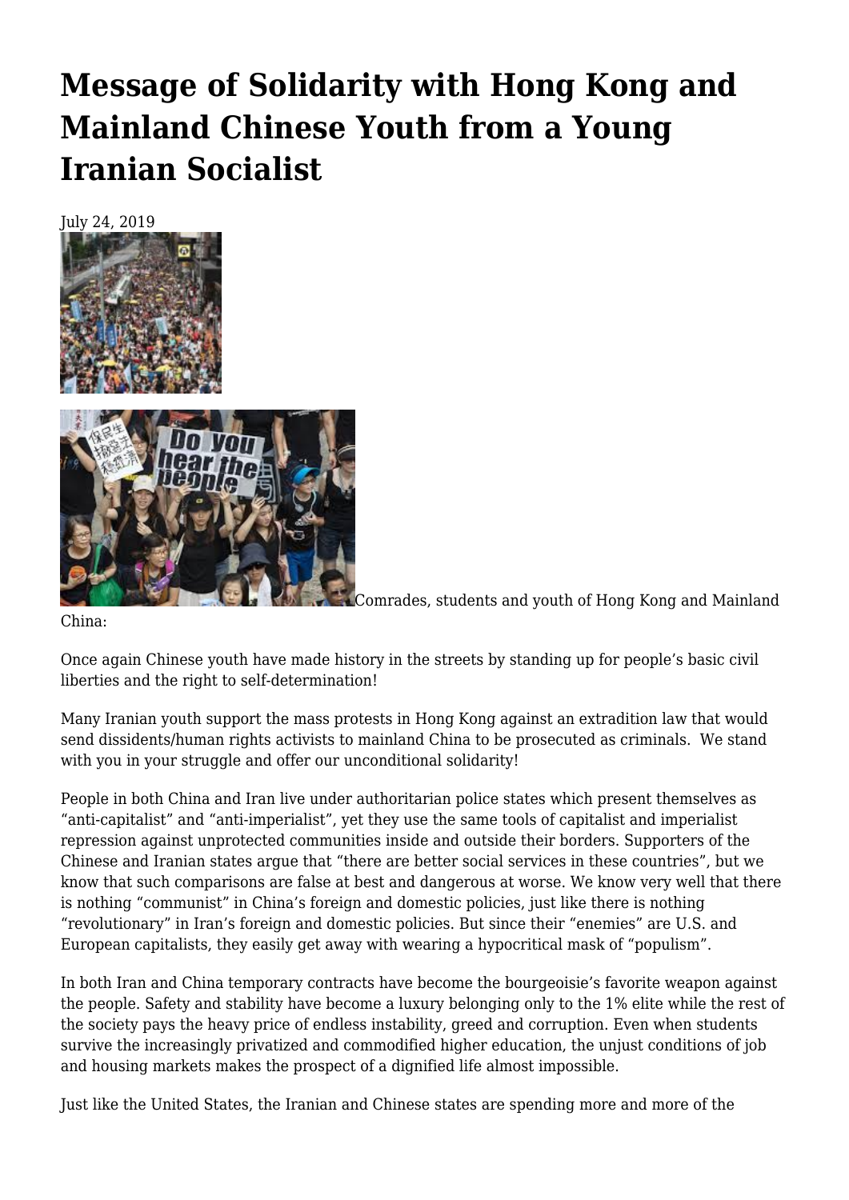# Message of Solidarity with Hong Kong and Mainland Chinese Youth from a Young Iranian Socialist

July 24, 2019

Comrades, students and youth of Hong Kong and Mainland China:

Once again Chinese youth have made history in the streets by standing up for people's basic civil liberties and the right to self-determination!

Many Iranian youth support the mass protests in Hong Kong against an extradition law that would send dissidents/human rights activists to mainland China to be prosecuted as criminals. We stand with you in your struggle and offer our unconditional solidarity!

People in both China and Iran live under authoritarian police states which present themselves as "anti-capitalist" and "anti-imperialist", yet they use the same tools of capitalist and imperialist repression against unprotected communities inside and outside their borders. Supporters of the Chinese and Iranian states argue that "there are better social services in these countries", but we know that such comparisons are false at best and dangerous at worse. We know very well that there is nothing "communist" in China's foreign and domestic policies, just like there is nothing "revolutionary" in Iran's foreign and domestic policies. But since their "enemies" are U.S. and European capitalists, they easily get away with wearing a hypocritical mask of "populism".

In both Iran and China temporary contracts have become the bourgeoisie's favorite weapon against the people. Safety and stability have become a luxury belonging only to the 1% elite while the rest of the society pays the heavy price of endless instability, greed and corruption. Even when students survive the increasingly privatized and commodified higher education, the unjust conditions of job and housing markets makes the prospect of a dignified life almost impossible.

Just like the United States, the Iranian and Chinese states are spending more and more of the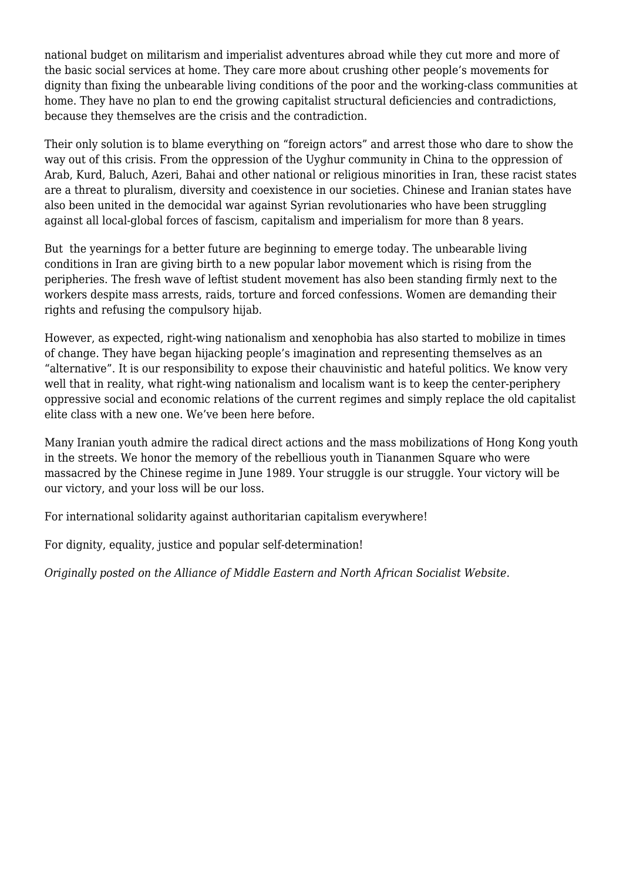national budget on militarism and imperialist adventures abroad while they cut more and more of the basic social services at home. They care more about crushing other people's movements for dignity than fixing the unbearable living conditions of the poor and the working-class communities at home. They have no plan to end the growing capitalist structural deficiencies and contradictions, because they themselves are the crisis and the contradiction.

Their only solution is to blame everything on "foreign actors" and arrest those who dare to show the way out of this crisis. From the oppression of the Uyghur community in China to the oppression of Arab, Kurd, Baluch, Azeri, Bahai and other national or religious minorities in Iran, these racist states are a threat to pluralism, diversity and coexistence in our societies. Chinese and Iranian states have also been united in the democidal war against Syrian revolutionaries who have been struggling against all local-global forces of fascism, capitalism and imperialism for more than 8 years.

But the yearnings for a better future are beginning to emerge today. The unbearable living conditions in Iran are giving birth to a new popular labor movement which is rising from the peripheries. The fresh wave of leftist student movement has also been standing firmly next to the workers despite mass arrests, raids, torture and forced confessions. Women are demanding their rights and refusing the compulsory hijab.

However, as expected, right-wing nationalism and xenophobia has also started to mobilize in times of change. They have began hijacking people's imagination and representing themselves as an "alternative". It is our responsibility to expose their chauvinistic and hateful politics. We know very well that in reality, what right-wing nationalism and localism want is to keep the center-periphery oppressive social and economic relations of the current regimes and simply replace the old capitalist elite class with a new one. We've been here before.

Many Iranian youth admire the radical direct actions and the mass mobilizations of Hong Kong youth in the streets. We honor the memory of the rebellious youth in Tiananmen Square who were massacred by the Chinese regime in June 1989. Your struggle is our struggle. Your victory will be our victory, and your loss will be our loss.

For international solidarity against authoritarian capitalism everywhere!

For dignity, equality, justice and popular self-determination!

*Originally posted on the Alliance of Middle Eastern and North African Socialist Website.*